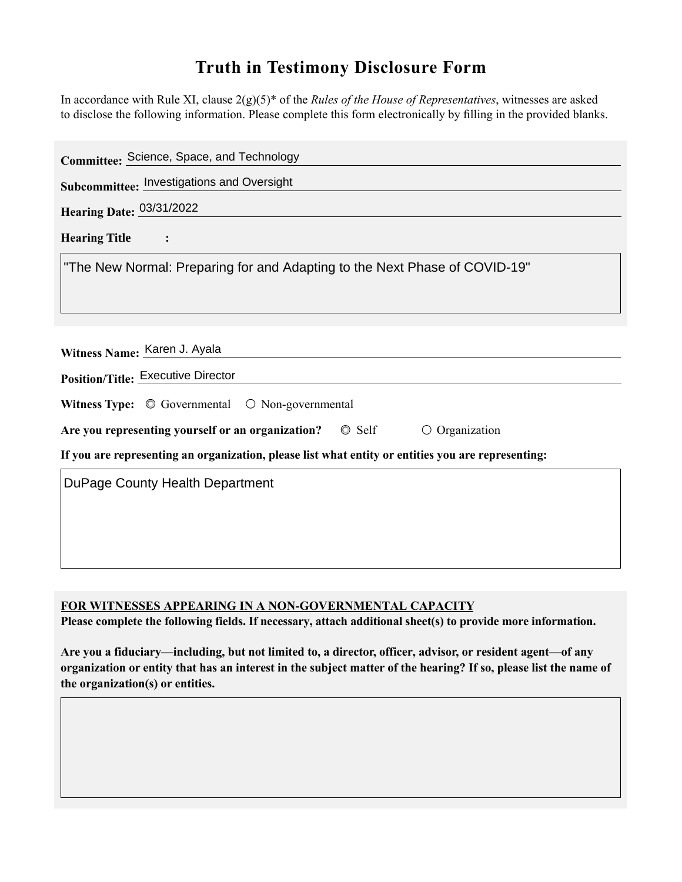# Truth in Testimony Disclosure Form

In accordance with Rule XI, clause 2(g)(5)* of the *Rules of the House of Representatives*, witnesses are asked to disclose the following information. Please complete this form electronically by filling in the provided blanks.

**Committee:** Science, Space, and Technology

**Subcommittee:** Investigations and Oversight

**Hearing Date:** 03/31/2022

**Hearing Title:**

"The New Normal: Preparing for and Adapting to the Next Phase of COVID-19"

**Witness Name:** Karen J. Ayala

**Position/Title:** Executive Director

**Witness Type:** ◎ Governmental ○ Non-governmental

**Are you representing yourself or an organization?** ◎ Self ○ Organization

**If you are representing an organization, please list what entity or entities you are representing:**

DuPage County Health Department

**FOR WITNESSES APPEARING IN A NON-GOVERNMENTAL CAPACITY**

**Please complete the following fields. If necessary, attach additional sheet(s) to provide more information.**

**Are you a fiduciary—including, but not limited to, a director, officer, advisor, or resident agent—of any organization or entity that has an interest in the subject matter of the hearing? If so, please list the name of the organization(s) or entities.**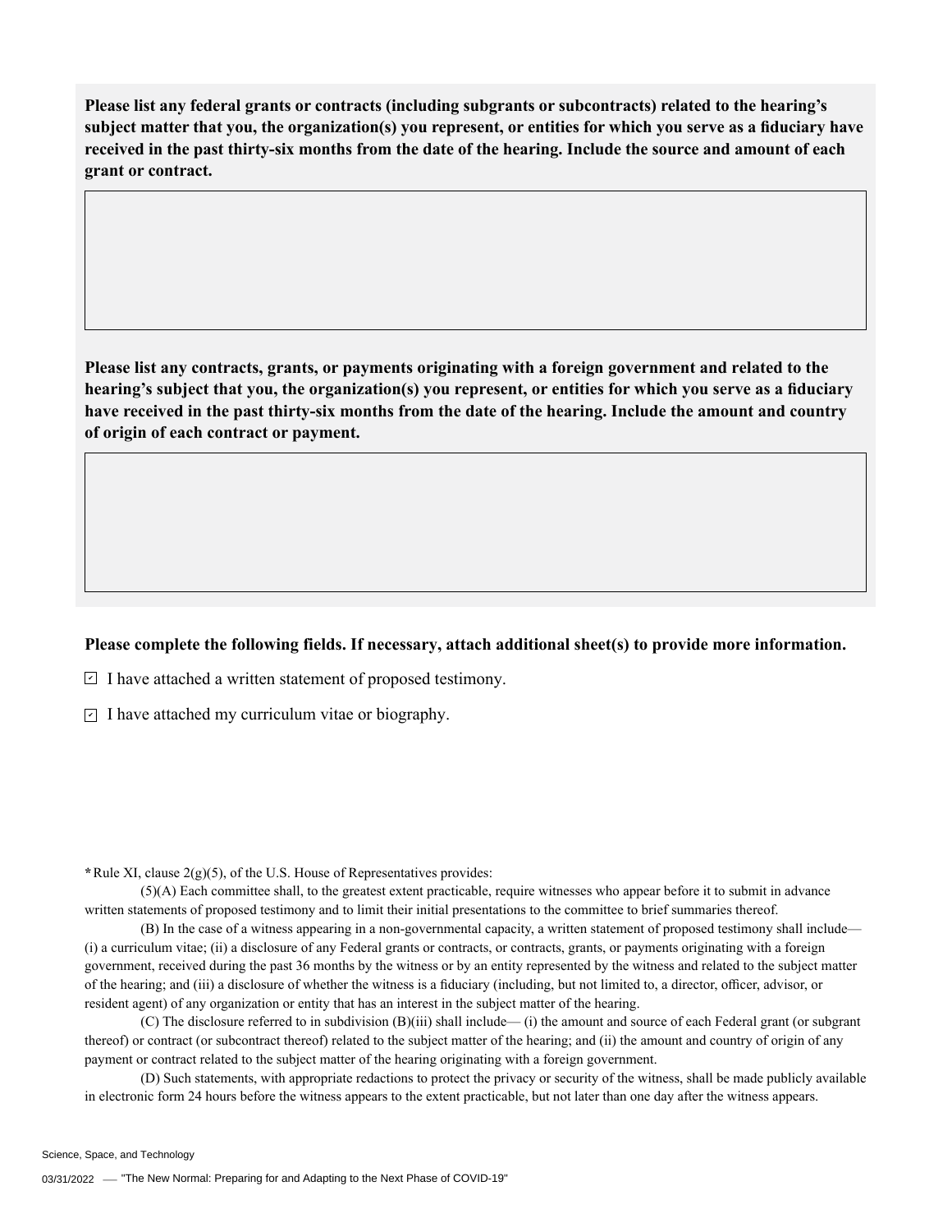**Please list any federal grants or contracts (including subgrants or subcontracts) related to the hearing's subject matter that you, the organization(s) you represent, or entities for which you serve as a fiduciary have received in the past thirty-six months from the date of the hearing. Include the source and amount of each grant or contract.**

**Please list any contracts, grants, or payments originating with a foreign government and related to the hearing's subject that you, the organization(s) you represent, or entities for which you serve as a fiduciary have received in the past thirty-six months from the date of the hearing. Include the amount and country of origin of each contract or payment.**

**Please complete the following fields. If necessary, attach additional sheet(s) to provide more information.**

- [x] I have attached a written statement of proposed testimony.
- [x] I have attached my curriculum vitae or biography.

**\***Rule XI, clause 2(g)(5), of the U.S. House of Representatives provides:

(5)(A) Each committee shall, to the greatest extent practicable, require witnesses who appear before it to submit in advance written statements of proposed testimony and to limit their initial presentations to the committee to brief summaries thereof.

(B) In the case of a witness appearing in a non-governmental capacity, a written statement of proposed testimony shall include— (i) a curriculum vitae; (ii) a disclosure of any Federal grants or contracts, or contracts, grants, or payments originating with a foreign government, received during the past 36 months by the witness or by an entity represented by the witness and related to the subject matter of the hearing; and (iii) a disclosure of whether the witness is a fiduciary (including, but not limited to, a director, officer, advisor, or resident agent) of any organization or entity that has an interest in the subject matter of the hearing.

(C) The disclosure referred to in subdivision (B)(iii) shall include— (i) the amount and source of each Federal grant (or subgrant thereof) or contract (or subcontract thereof) related to the subject matter of the hearing; and (ii) the amount and country of origin of any payment or contract related to the subject matter of the hearing originating with a foreign government.

(D) Such statements, with appropriate redactions to protect the privacy or security of the witness, shall be made publicly available in electronic form 24 hours before the witness appears to the extent practicable, but not later than one day after the witness appears.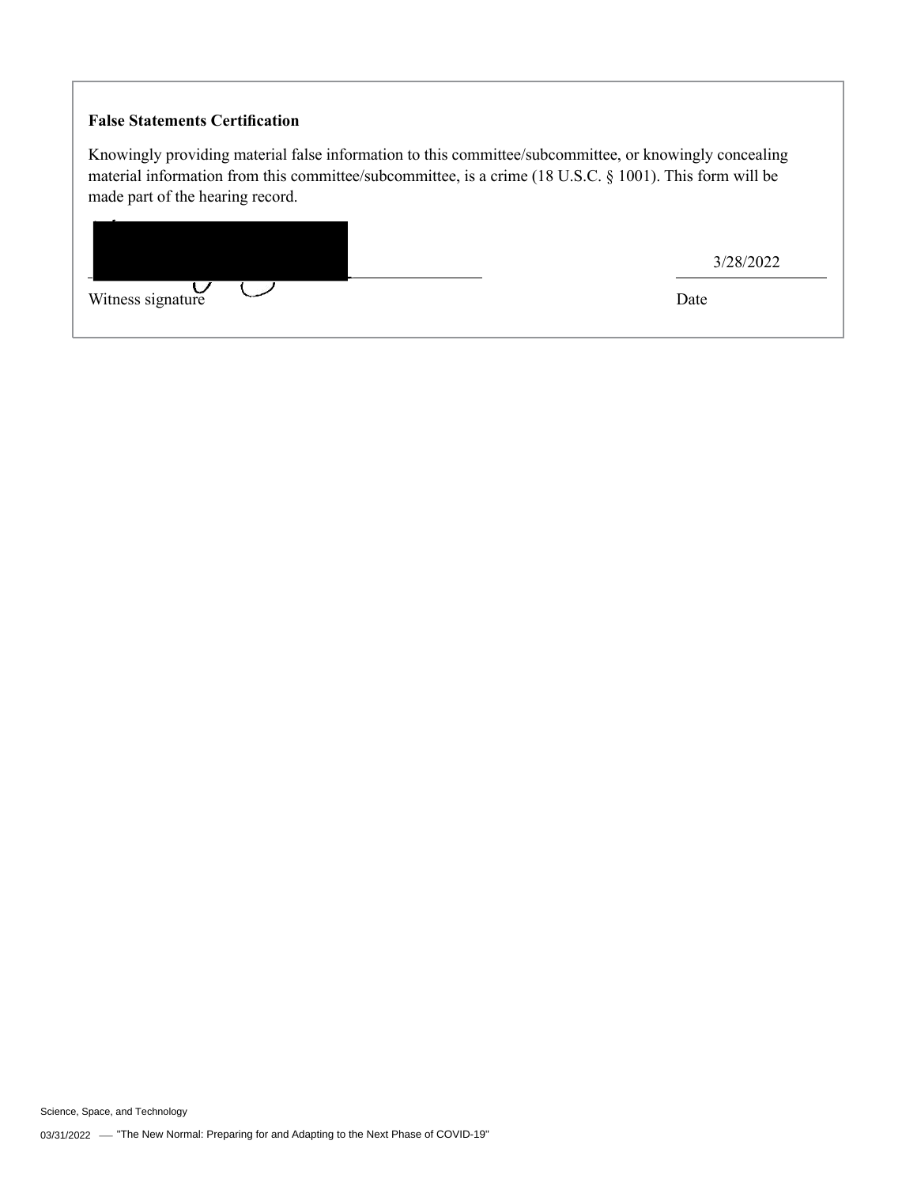**False Statements Certification**

Knowingly providing material false information to this committee/subcommittee, or knowingly concealing material information from this committee/subcommittee, is a crime (18 U.S.C. § 1001). This form will be made part of the hearing record.

| | |
|---|---|
| _______________________ | 3/28/2022 |
| Witness signature | Date |